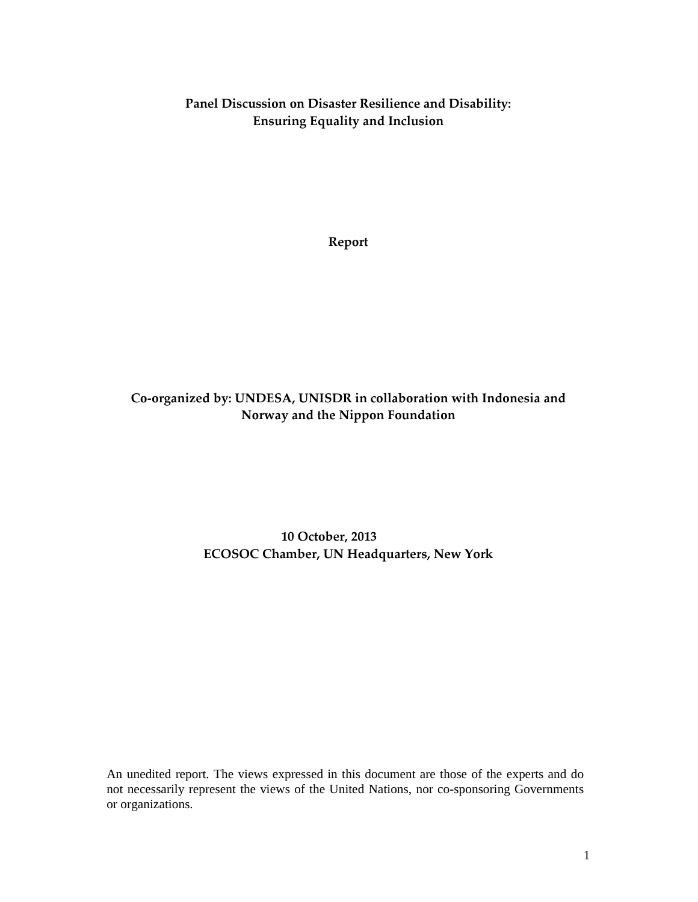# Panel Discussion on Disaster Resilience and Disability: Ensuring Equality and Inclusion

**Report**

**Co-organized by: UNDESA, UNISDR in collaboration with Indonesia and Norway and the Nippon Foundation**

**10 October, 2013**
**ECOSOC Chamber, UN Headquarters, New York**

An unedited report. The views expressed in this document are those of the experts and do not necessarily represent the views of the United Nations, nor co-sponsoring Governments or organizations.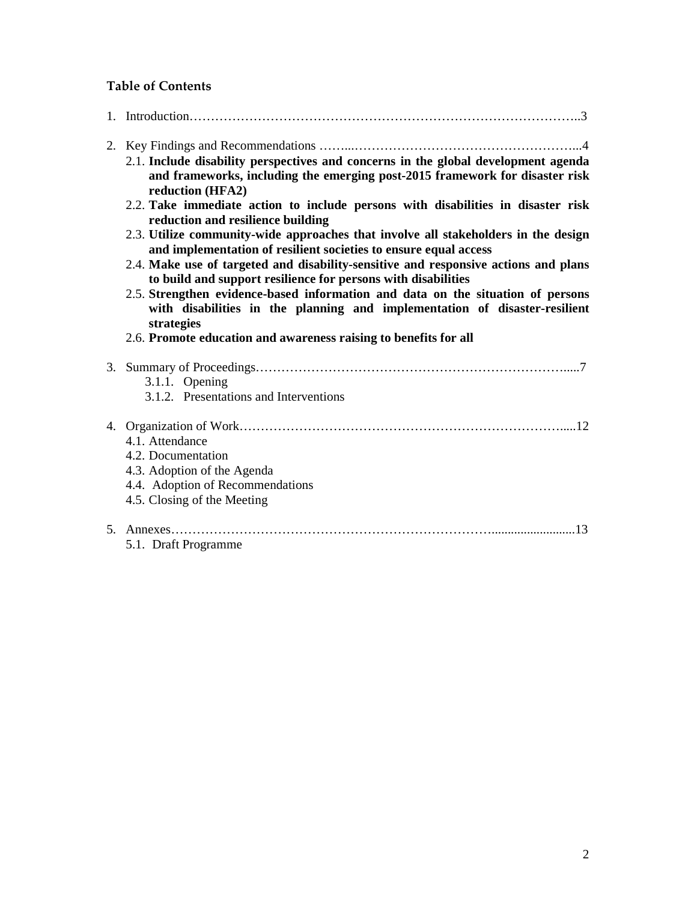## Table of Contents

1. Introduction……………………………………………………………………………..3

2. Key Findings and Recommendations ……...……………………………………………...4
   - 2.1. **Include disability perspectives and concerns in the global development agenda and frameworks, including the emerging post-2015 framework for disaster risk reduction (HFA2)**
   - 2.2. **Take immediate action to include persons with disabilities in disaster risk reduction and resilience building**
   - 2.3. **Utilize community-wide approaches that involve all stakeholders in the design and implementation of resilient societies to ensure equal access**
   - 2.4. **Make use of targeted and disability-sensitive and responsive actions and plans to build and support resilience for persons with disabilities**
   - 2.5. **Strengthen evidence-based information and data on the situation of persons with disabilities in the planning and implementation of disaster-resilient strategies**
   - 2.6. **Promote education and awareness raising to benefits for all**

3. Summary of Proceedings…………………………………………………………….....7
   - 3.1.1. Opening
   - 3.1.2. Presentations and Interventions

4. Organization of Work……………………………………………………………….....12
   - 4.1. Attendance
   - 4.2. Documentation
   - 4.3. Adoption of the Agenda
   - 4.4. Adoption of Recommendations
   - 4.5. Closing of the Meeting

5. Annexes…………………………………………………………….........................13
   - 5.1. Draft Programme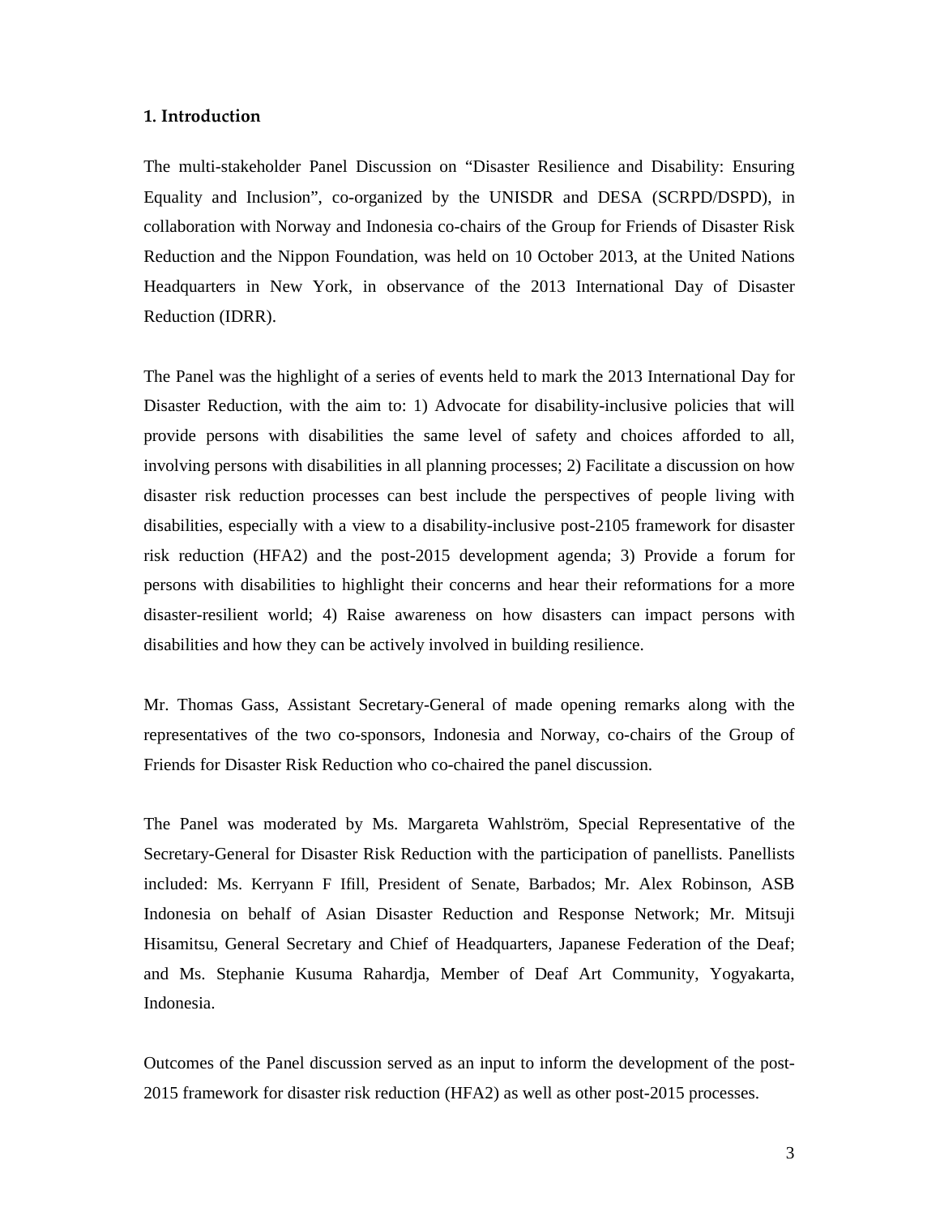## 1. Introduction

The multi-stakeholder Panel Discussion on "Disaster Resilience and Disability: Ensuring Equality and Inclusion", co-organized by the UNISDR and DESA (SCRPD/DSPD), in collaboration with Norway and Indonesia co-chairs of the Group for Friends of Disaster Risk Reduction and the Nippon Foundation, was held on 10 October 2013, at the United Nations Headquarters in New York, in observance of the 2013 International Day of Disaster Reduction (IDRR).

The Panel was the highlight of a series of events held to mark the 2013 International Day for Disaster Reduction, with the aim to: 1) Advocate for disability-inclusive policies that will provide persons with disabilities the same level of safety and choices afforded to all, involving persons with disabilities in all planning processes; 2) Facilitate a discussion on how disaster risk reduction processes can best include the perspectives of people living with disabilities, especially with a view to a disability-inclusive post-2105 framework for disaster risk reduction (HFA2) and the post-2015 development agenda; 3) Provide a forum for persons with disabilities to highlight their concerns and hear their reformations for a more disaster-resilient world; 4) Raise awareness on how disasters can impact persons with disabilities and how they can be actively involved in building resilience.

Mr. Thomas Gass, Assistant Secretary-General of made opening remarks along with the representatives of the two co-sponsors, Indonesia and Norway, co-chairs of the Group of Friends for Disaster Risk Reduction who co-chaired the panel discussion.

The Panel was moderated by Ms. Margareta Wahlström, Special Representative of the Secretary-General for Disaster Risk Reduction with the participation of panellists. Panellists included: Ms. Kerryann F Ifill, President of Senate, Barbados; Mr. Alex Robinson, ASB Indonesia on behalf of Asian Disaster Reduction and Response Network; Mr. Mitsuji Hisamitsu, General Secretary and Chief of Headquarters, Japanese Federation of the Deaf; and Ms. Stephanie Kusuma Rahardja, Member of Deaf Art Community, Yogyakarta, Indonesia.

Outcomes of the Panel discussion served as an input to inform the development of the post-2015 framework for disaster risk reduction (HFA2) as well as other post-2015 processes.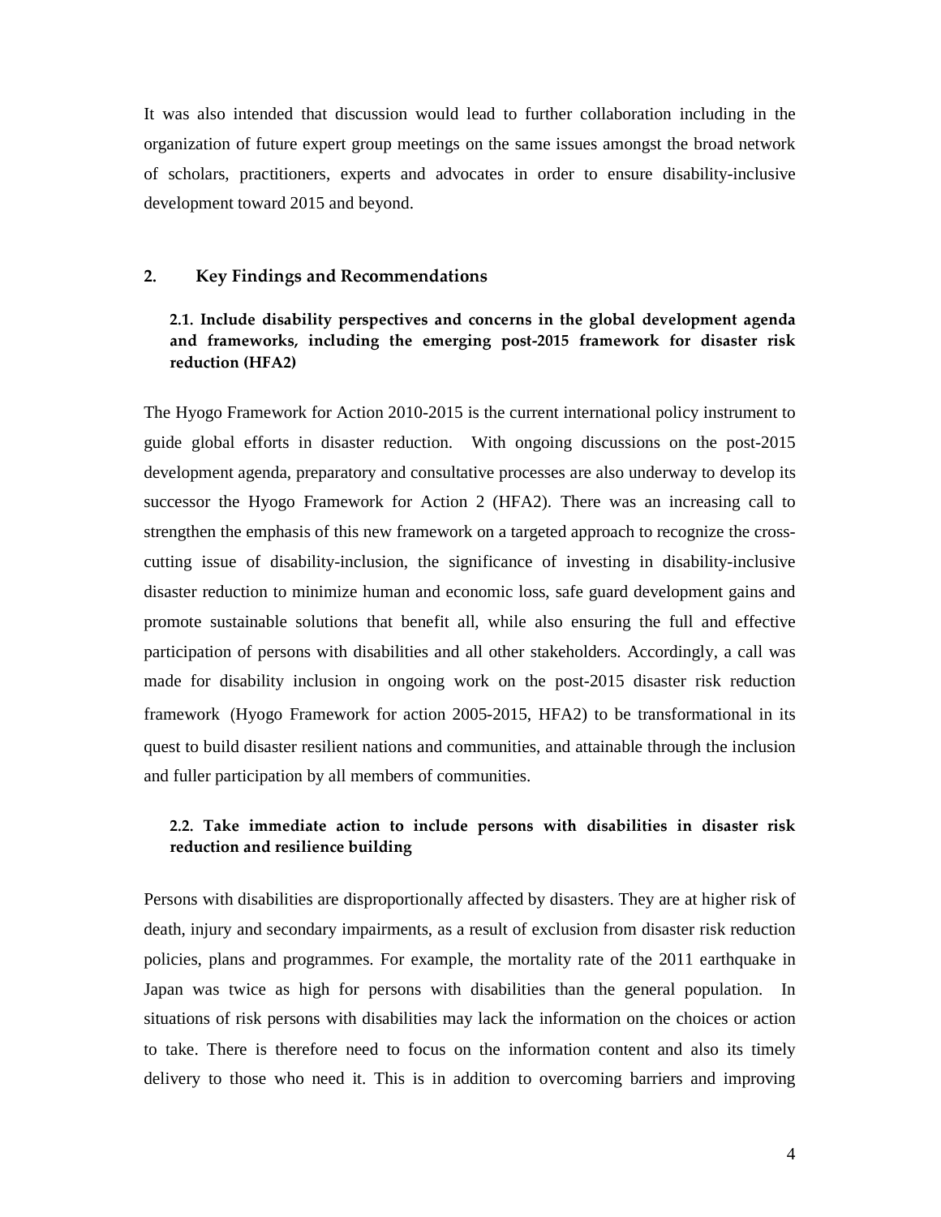It was also intended that discussion would lead to further collaboration including in the organization of future expert group meetings on the same issues amongst the broad network of scholars, practitioners, experts and advocates in order to ensure disability-inclusive development toward 2015 and beyond.

## 2. Key Findings and Recommendations

### 2.1. Include disability perspectives and concerns in the global development agenda and frameworks, including the emerging post-2015 framework for disaster risk reduction (HFA2)

The Hyogo Framework for Action 2010-2015 is the current international policy instrument to guide global efforts in disaster reduction. With ongoing discussions on the post-2015 development agenda, preparatory and consultative processes are also underway to develop its successor the Hyogo Framework for Action 2 (HFA2). There was an increasing call to strengthen the emphasis of this new framework on a targeted approach to recognize the cross-cutting issue of disability-inclusion, the significance of investing in disability-inclusive disaster reduction to minimize human and economic loss, safe guard development gains and promote sustainable solutions that benefit all, while also ensuring the full and effective participation of persons with disabilities and all other stakeholders. Accordingly, a call was made for disability inclusion in ongoing work on the post-2015 disaster risk reduction framework (Hyogo Framework for action 2005-2015, HFA2) to be transformational in its quest to build disaster resilient nations and communities, and attainable through the inclusion and fuller participation by all members of communities.

### 2.2. Take immediate action to include persons with disabilities in disaster risk reduction and resilience building

Persons with disabilities are disproportionally affected by disasters. They are at higher risk of death, injury and secondary impairments, as a result of exclusion from disaster risk reduction policies, plans and programmes. For example, the mortality rate of the 2011 earthquake in Japan was twice as high for persons with disabilities than the general population. In situations of risk persons with disabilities may lack the information on the choices or action to take. There is therefore need to focus on the information content and also its timely delivery to those who need it. This is in addition to overcoming barriers and improving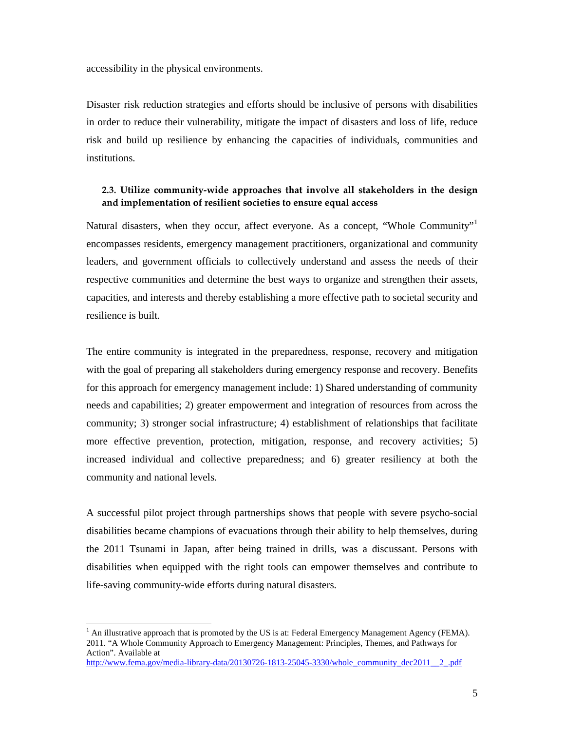accessibility in the physical environments.

Disaster risk reduction strategies and efforts should be inclusive of persons with disabilities in order to reduce their vulnerability, mitigate the impact of disasters and loss of life, reduce risk and build up resilience by enhancing the capacities of individuals, communities and institutions.

### 2.3. Utilize community-wide approaches that involve all stakeholders in the design and implementation of resilient societies to ensure equal access

Natural disasters, when they occur, affect everyone. As a concept, "Whole Community"[1] encompasses residents, emergency management practitioners, organizational and community leaders, and government officials to collectively understand and assess the needs of their respective communities and determine the best ways to organize and strengthen their assets, capacities, and interests and thereby establishing a more effective path to societal security and resilience is built.

The entire community is integrated in the preparedness, response, recovery and mitigation with the goal of preparing all stakeholders during emergency response and recovery. Benefits for this approach for emergency management include: 1) Shared understanding of community needs and capabilities; 2) greater empowerment and integration of resources from across the community; 3) stronger social infrastructure; 4) establishment of relationships that facilitate more effective prevention, protection, mitigation, response, and recovery activities; 5) increased individual and collective preparedness; and 6) greater resiliency at both the community and national levels.

A successful pilot project through partnerships shows that people with severe psycho-social disabilities became champions of evacuations through their ability to help themselves, during the 2011 Tsunami in Japan, after being trained in drills, was a discussant. Persons with disabilities when equipped with the right tools can empower themselves and contribute to life-saving community-wide efforts during natural disasters.

---

[1] An illustrative approach that is promoted by the US is at: Federal Emergency Management Agency (FEMA). 2011. "A Whole Community Approach to Emergency Management: Principles, Themes, and Pathways for Action". Available at http://www.fema.gov/media-library-data/20130726-1813-25045-3330/whole_community_dec2011__2_.pdf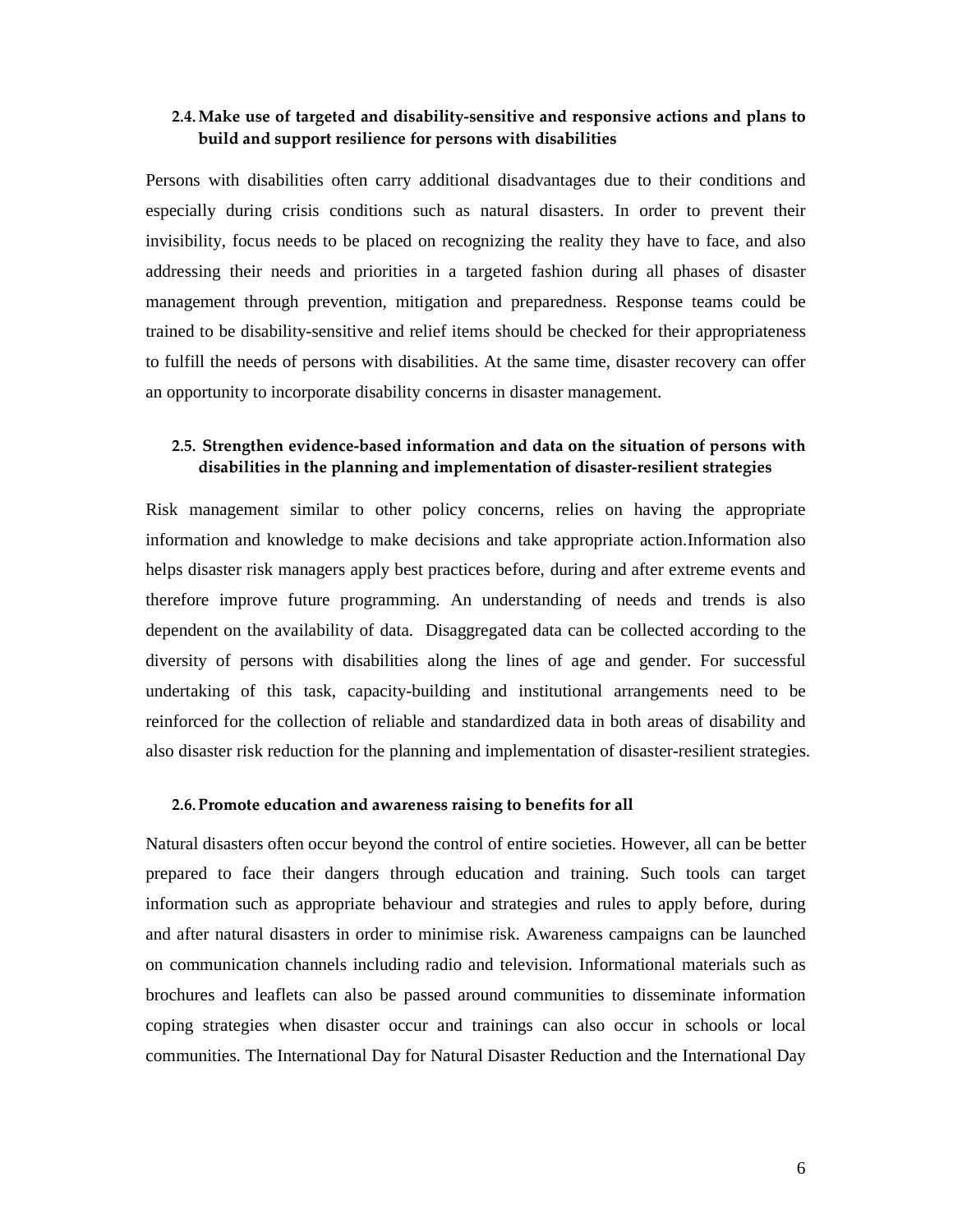### 2.4. Make use of targeted and disability-sensitive and responsive actions and plans to build and support resilience for persons with disabilities

Persons with disabilities often carry additional disadvantages due to their conditions and especially during crisis conditions such as natural disasters. In order to prevent their invisibility, focus needs to be placed on recognizing the reality they have to face, and also addressing their needs and priorities in a targeted fashion during all phases of disaster management through prevention, mitigation and preparedness. Response teams could be trained to be disability-sensitive and relief items should be checked for their appropriateness to fulfill the needs of persons with disabilities. At the same time, disaster recovery can offer an opportunity to incorporate disability concerns in disaster management.

### 2.5. Strengthen evidence-based information and data on the situation of persons with disabilities in the planning and implementation of disaster-resilient strategies

Risk management similar to other policy concerns, relies on having the appropriate information and knowledge to make decisions and take appropriate action.Information also helps disaster risk managers apply best practices before, during and after extreme events and therefore improve future programming. An understanding of needs and trends is also dependent on the availability of data. Disaggregated data can be collected according to the diversity of persons with disabilities along the lines of age and gender. For successful undertaking of this task, capacity-building and institutional arrangements need to be reinforced for the collection of reliable and standardized data in both areas of disability and also disaster risk reduction for the planning and implementation of disaster-resilient strategies.

### 2.6. Promote education and awareness raising to benefits for all

Natural disasters often occur beyond the control of entire societies. However, all can be better prepared to face their dangers through education and training. Such tools can target information such as appropriate behaviour and strategies and rules to apply before, during and after natural disasters in order to minimise risk. Awareness campaigns can be launched on communication channels including radio and television. Informational materials such as brochures and leaflets can also be passed around communities to disseminate information coping strategies when disaster occur and trainings can also occur in schools or local communities. The International Day for Natural Disaster Reduction and the International Day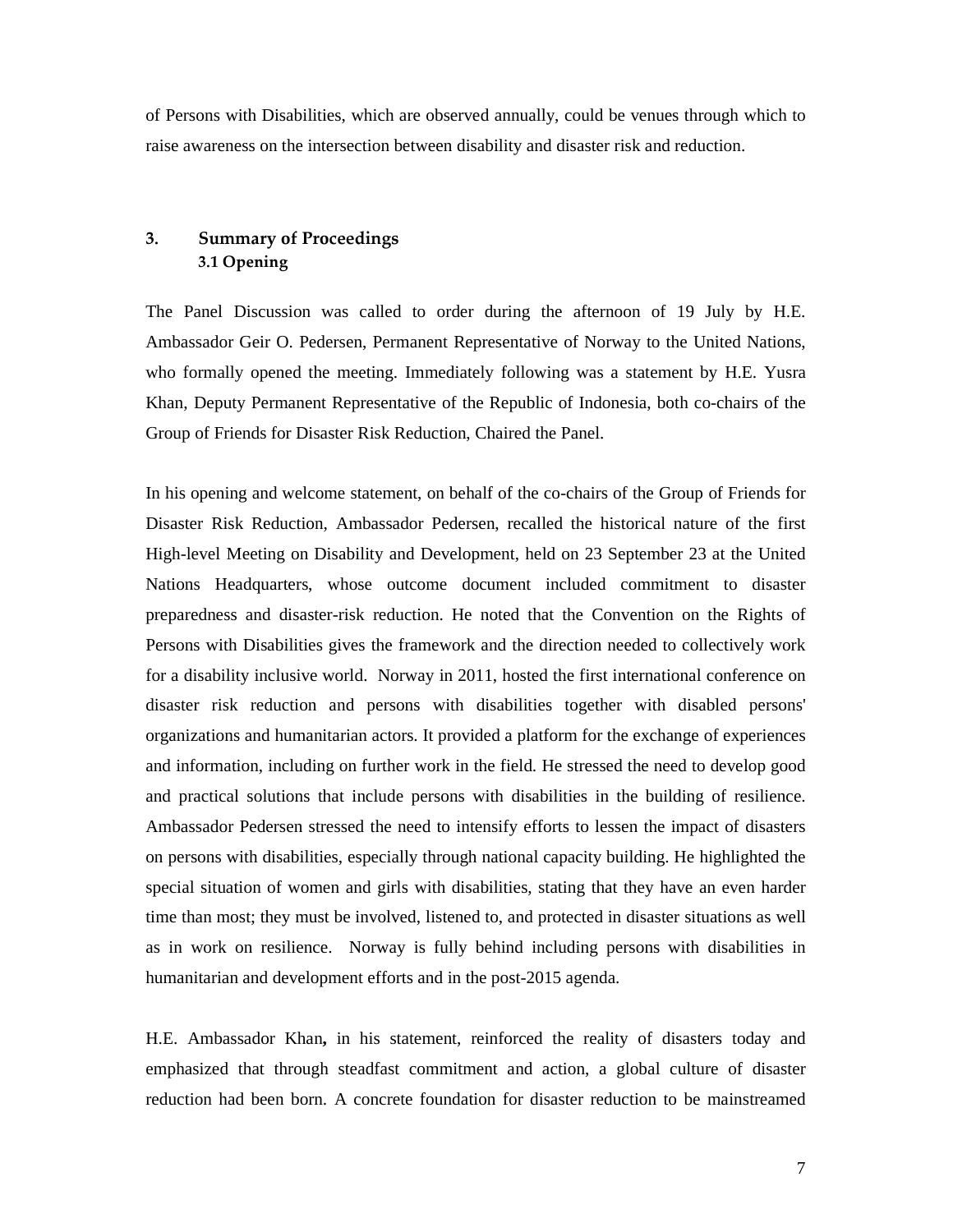of Persons with Disabilities, which are observed annually, could be venues through which to raise awareness on the intersection between disability and disaster risk and reduction.

## 3. Summary of Proceedings

### 3.1 Opening

The Panel Discussion was called to order during the afternoon of 19 July by H.E. Ambassador Geir O. Pedersen, Permanent Representative of Norway to the United Nations, who formally opened the meeting. Immediately following was a statement by H.E. Yusra Khan, Deputy Permanent Representative of the Republic of Indonesia, both co-chairs of the Group of Friends for Disaster Risk Reduction, Chaired the Panel.

In his opening and welcome statement, on behalf of the co-chairs of the Group of Friends for Disaster Risk Reduction, Ambassador Pedersen, recalled the historical nature of the first High-level Meeting on Disability and Development, held on 23 September 23 at the United Nations Headquarters, whose outcome document included commitment to disaster preparedness and disaster-risk reduction. He noted that the Convention on the Rights of Persons with Disabilities gives the framework and the direction needed to collectively work for a disability inclusive world. Norway in 2011, hosted the first international conference on disaster risk reduction and persons with disabilities together with disabled persons' organizations and humanitarian actors. It provided a platform for the exchange of experiences and information, including on further work in the field. He stressed the need to develop good and practical solutions that include persons with disabilities in the building of resilience. Ambassador Pedersen stressed the need to intensify efforts to lessen the impact of disasters on persons with disabilities, especially through national capacity building. He highlighted the special situation of women and girls with disabilities, stating that they have an even harder time than most; they must be involved, listened to, and protected in disaster situations as well as in work on resilience. Norway is fully behind including persons with disabilities in humanitarian and development efforts and in the post-2015 agenda.

H.E. Ambassador Khan**,** in his statement, reinforced the reality of disasters today and emphasized that through steadfast commitment and action, a global culture of disaster reduction had been born. A concrete foundation for disaster reduction to be mainstreamed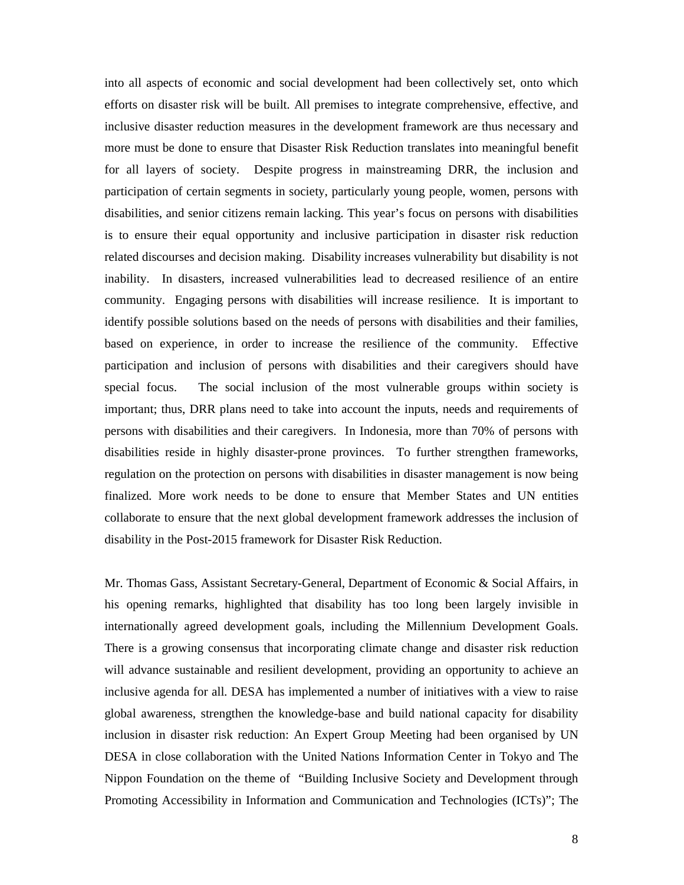into all aspects of economic and social development had been collectively set, onto which efforts on disaster risk will be built. All premises to integrate comprehensive, effective, and inclusive disaster reduction measures in the development framework are thus necessary and more must be done to ensure that Disaster Risk Reduction translates into meaningful benefit for all layers of society. Despite progress in mainstreaming DRR, the inclusion and participation of certain segments in society, particularly young people, women, persons with disabilities, and senior citizens remain lacking. This year's focus on persons with disabilities is to ensure their equal opportunity and inclusive participation in disaster risk reduction related discourses and decision making. Disability increases vulnerability but disability is not inability. In disasters, increased vulnerabilities lead to decreased resilience of an entire community. Engaging persons with disabilities will increase resilience. It is important to identify possible solutions based on the needs of persons with disabilities and their families, based on experience, in order to increase the resilience of the community. Effective participation and inclusion of persons with disabilities and their caregivers should have special focus. The social inclusion of the most vulnerable groups within society is important; thus, DRR plans need to take into account the inputs, needs and requirements of persons with disabilities and their caregivers. In Indonesia, more than 70% of persons with disabilities reside in highly disaster-prone provinces. To further strengthen frameworks, regulation on the protection on persons with disabilities in disaster management is now being finalized. More work needs to be done to ensure that Member States and UN entities collaborate to ensure that the next global development framework addresses the inclusion of disability in the Post-2015 framework for Disaster Risk Reduction.

Mr. Thomas Gass, Assistant Secretary-General, Department of Economic & Social Affairs, in his opening remarks, highlighted that disability has too long been largely invisible in internationally agreed development goals, including the Millennium Development Goals. There is a growing consensus that incorporating climate change and disaster risk reduction will advance sustainable and resilient development, providing an opportunity to achieve an inclusive agenda for all. DESA has implemented a number of initiatives with a view to raise global awareness, strengthen the knowledge-base and build national capacity for disability inclusion in disaster risk reduction: An Expert Group Meeting had been organised by UN DESA in close collaboration with the United Nations Information Center in Tokyo and The Nippon Foundation on the theme of "Building Inclusive Society and Development through Promoting Accessibility in Information and Communication and Technologies (ICTs)"; The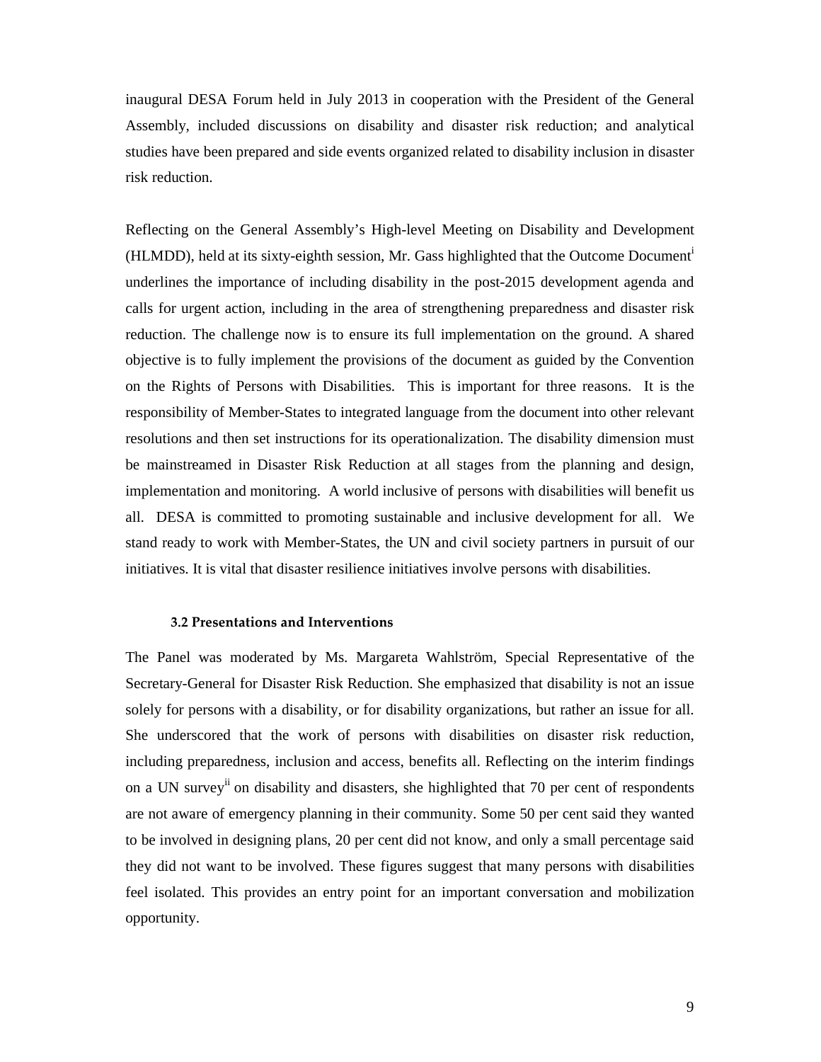inaugural DESA Forum held in July 2013 in cooperation with the President of the General Assembly, included discussions on disability and disaster risk reduction; and analytical studies have been prepared and side events organized related to disability inclusion in disaster risk reduction.

Reflecting on the General Assembly's High-level Meeting on Disability and Development (HLMDD), held at its sixty-eighth session, Mr. Gass highlighted that the Outcome Document[i] underlines the importance of including disability in the post-2015 development agenda and calls for urgent action, including in the area of strengthening preparedness and disaster risk reduction. The challenge now is to ensure its full implementation on the ground. A shared objective is to fully implement the provisions of the document as guided by the Convention on the Rights of Persons with Disabilities. This is important for three reasons. It is the responsibility of Member-States to integrated language from the document into other relevant resolutions and then set instructions for its operationalization. The disability dimension must be mainstreamed in Disaster Risk Reduction at all stages from the planning and design, implementation and monitoring. A world inclusive of persons with disabilities will benefit us all. DESA is committed to promoting sustainable and inclusive development for all. We stand ready to work with Member-States, the UN and civil society partners in pursuit of our initiatives. It is vital that disaster resilience initiatives involve persons with disabilities.

### 3.2 Presentations and Interventions

The Panel was moderated by Ms. Margareta Wahlström, Special Representative of the Secretary-General for Disaster Risk Reduction. She emphasized that disability is not an issue solely for persons with a disability, or for disability organizations, but rather an issue for all. She underscored that the work of persons with disabilities on disaster risk reduction, including preparedness, inclusion and access, benefits all. Reflecting on the interim findings on a UN survey[ii] on disability and disasters, she highlighted that 70 per cent of respondents are not aware of emergency planning in their community. Some 50 per cent said they wanted to be involved in designing plans, 20 per cent did not know, and only a small percentage said they did not want to be involved. These figures suggest that many persons with disabilities feel isolated. This provides an entry point for an important conversation and mobilization opportunity.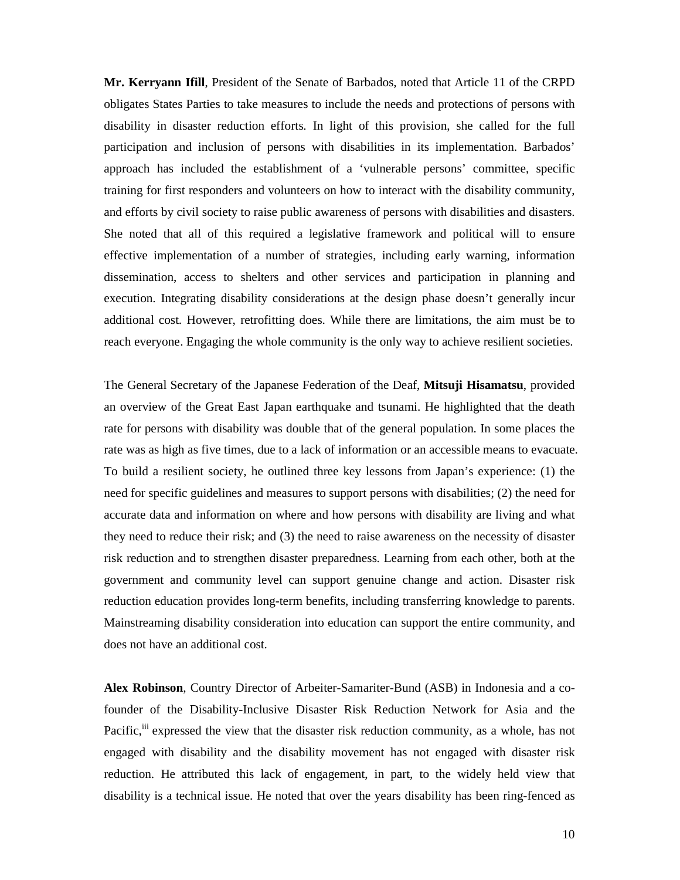**Mr. Kerryann Ifill**, President of the Senate of Barbados, noted that Article 11 of the CRPD obligates States Parties to take measures to include the needs and protections of persons with disability in disaster reduction efforts. In light of this provision, she called for the full participation and inclusion of persons with disabilities in its implementation. Barbados' approach has included the establishment of a 'vulnerable persons' committee, specific training for first responders and volunteers on how to interact with the disability community, and efforts by civil society to raise public awareness of persons with disabilities and disasters. She noted that all of this required a legislative framework and political will to ensure effective implementation of a number of strategies, including early warning, information dissemination, access to shelters and other services and participation in planning and execution. Integrating disability considerations at the design phase doesn't generally incur additional cost. However, retrofitting does. While there are limitations, the aim must be to reach everyone. Engaging the whole community is the only way to achieve resilient societies.

The General Secretary of the Japanese Federation of the Deaf, **Mitsuji Hisamatsu**, provided an overview of the Great East Japan earthquake and tsunami. He highlighted that the death rate for persons with disability was double that of the general population. In some places the rate was as high as five times, due to a lack of information or an accessible means to evacuate. To build a resilient society, he outlined three key lessons from Japan's experience: (1) the need for specific guidelines and measures to support persons with disabilities; (2) the need for accurate data and information on where and how persons with disability are living and what they need to reduce their risk; and (3) the need to raise awareness on the necessity of disaster risk reduction and to strengthen disaster preparedness. Learning from each other, both at the government and community level can support genuine change and action. Disaster risk reduction education provides long-term benefits, including transferring knowledge to parents. Mainstreaming disability consideration into education can support the entire community, and does not have an additional cost.

**Alex Robinson**, Country Director of Arbeiter-Samariter-Bund (ASB) in Indonesia and a co-founder of the Disability-Inclusive Disaster Risk Reduction Network for Asia and the Pacific,[iii] expressed the view that the disaster risk reduction community, as a whole, has not engaged with disability and the disability movement has not engaged with disaster risk reduction. He attributed this lack of engagement, in part, to the widely held view that disability is a technical issue. He noted that over the years disability has been ring-fenced as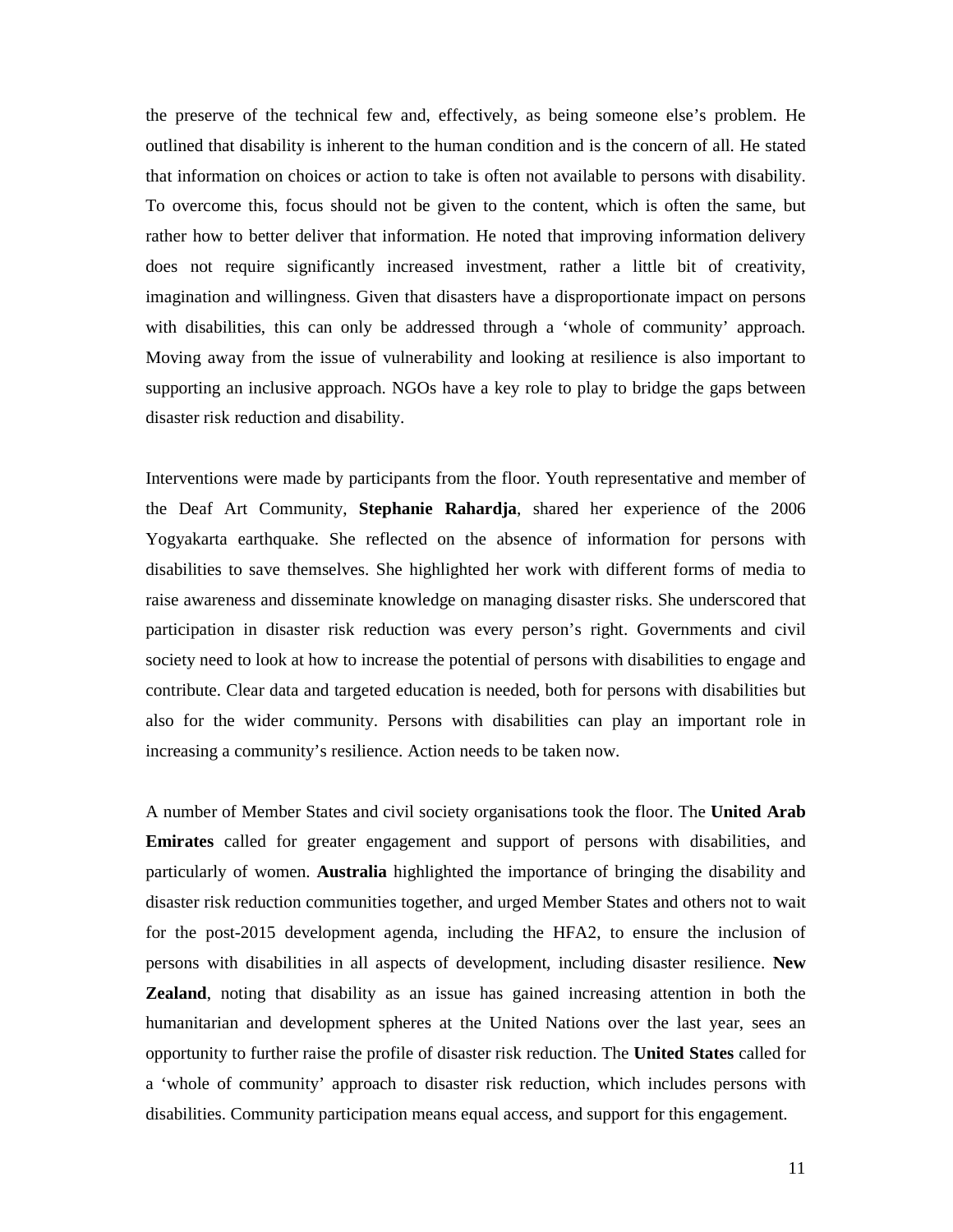the preserve of the technical few and, effectively, as being someone else's problem. He outlined that disability is inherent to the human condition and is the concern of all. He stated that information on choices or action to take is often not available to persons with disability. To overcome this, focus should not be given to the content, which is often the same, but rather how to better deliver that information. He noted that improving information delivery does not require significantly increased investment, rather a little bit of creativity, imagination and willingness. Given that disasters have a disproportionate impact on persons with disabilities, this can only be addressed through a 'whole of community' approach. Moving away from the issue of vulnerability and looking at resilience is also important to supporting an inclusive approach. NGOs have a key role to play to bridge the gaps between disaster risk reduction and disability.

Interventions were made by participants from the floor. Youth representative and member of the Deaf Art Community, **Stephanie Rahardja**, shared her experience of the 2006 Yogyakarta earthquake. She reflected on the absence of information for persons with disabilities to save themselves. She highlighted her work with different forms of media to raise awareness and disseminate knowledge on managing disaster risks. She underscored that participation in disaster risk reduction was every person's right. Governments and civil society need to look at how to increase the potential of persons with disabilities to engage and contribute. Clear data and targeted education is needed, both for persons with disabilities but also for the wider community. Persons with disabilities can play an important role in increasing a community's resilience. Action needs to be taken now.

A number of Member States and civil society organisations took the floor. The **United Arab Emirates** called for greater engagement and support of persons with disabilities, and particularly of women. **Australia** highlighted the importance of bringing the disability and disaster risk reduction communities together, and urged Member States and others not to wait for the post-2015 development agenda, including the HFA2, to ensure the inclusion of persons with disabilities in all aspects of development, including disaster resilience. **New Zealand**, noting that disability as an issue has gained increasing attention in both the humanitarian and development spheres at the United Nations over the last year, sees an opportunity to further raise the profile of disaster risk reduction. The **United States** called for a 'whole of community' approach to disaster risk reduction, which includes persons with disabilities. Community participation means equal access, and support for this engagement.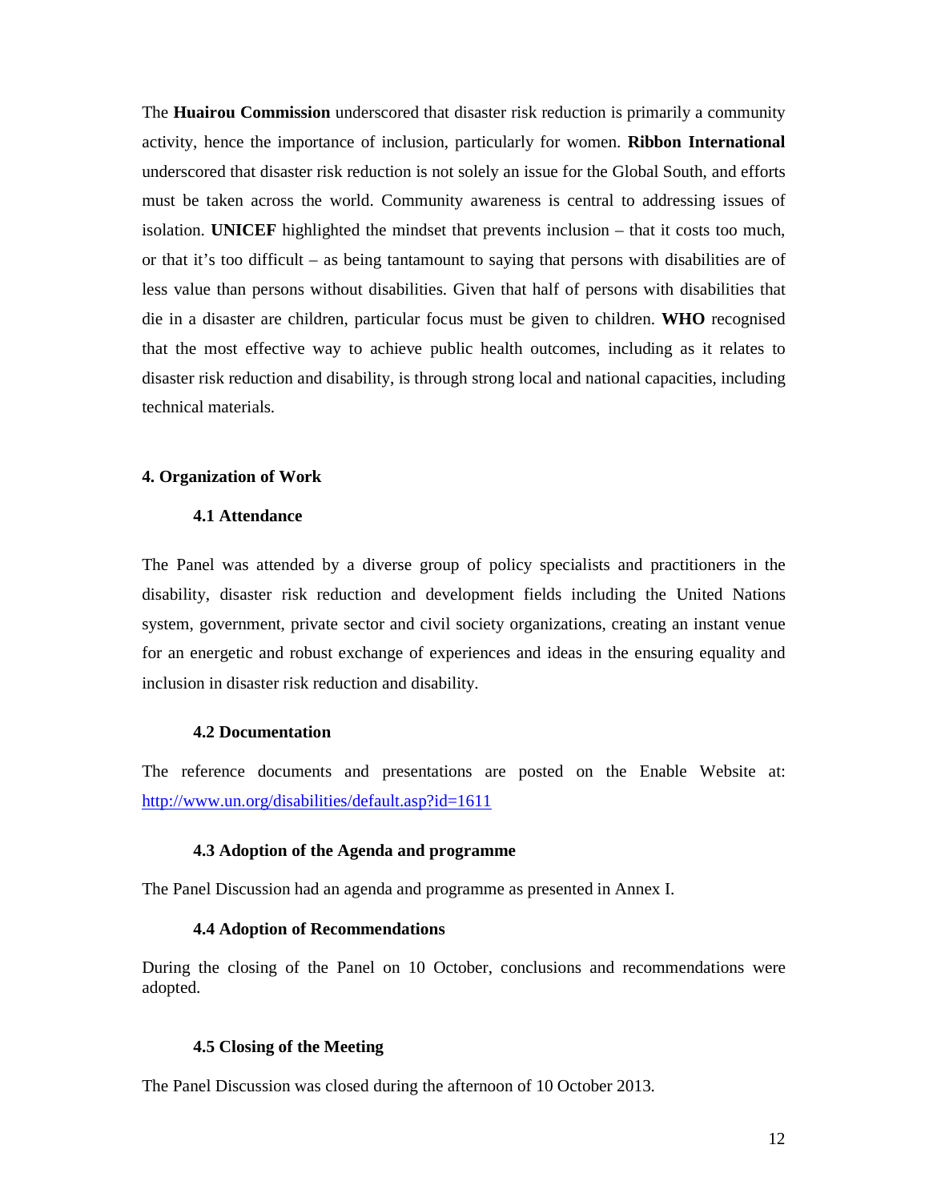The **Huairou Commission** underscored that disaster risk reduction is primarily a community activity, hence the importance of inclusion, particularly for women. **Ribbon International** underscored that disaster risk reduction is not solely an issue for the Global South, and efforts must be taken across the world. Community awareness is central to addressing issues of isolation. **UNICEF** highlighted the mindset that prevents inclusion – that it costs too much, or that it's too difficult – as being tantamount to saying that persons with disabilities are of less value than persons without disabilities. Given that half of persons with disabilities that die in a disaster are children, particular focus must be given to children. **WHO** recognised that the most effective way to achieve public health outcomes, including as it relates to disaster risk reduction and disability, is through strong local and national capacities, including technical materials.

## 4. Organization of Work

### 4.1 Attendance

The Panel was attended by a diverse group of policy specialists and practitioners in the disability, disaster risk reduction and development fields including the United Nations system, government, private sector and civil society organizations, creating an instant venue for an energetic and robust exchange of experiences and ideas in the ensuring equality and inclusion in disaster risk reduction and disability.

### 4.2 Documentation

The reference documents and presentations are posted on the Enable Website at: http://www.un.org/disabilities/default.asp?id=1611

### 4.3 Adoption of the Agenda and programme

The Panel Discussion had an agenda and programme as presented in Annex I.

### 4.4 Adoption of Recommendations

During the closing of the Panel on 10 October, conclusions and recommendations were adopted.

### 4.5 Closing of the Meeting

The Panel Discussion was closed during the afternoon of 10 October 2013.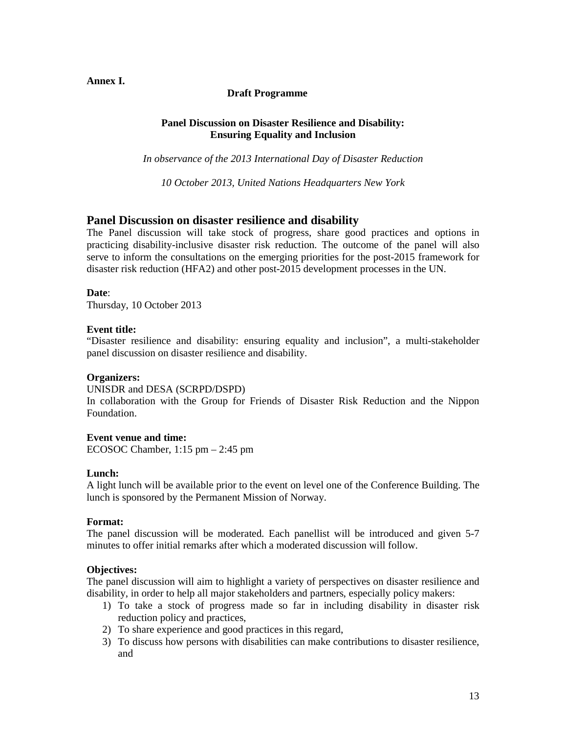**Annex I.**

**Draft Programme**

**Panel Discussion on Disaster Resilience and Disability: Ensuring Equality and Inclusion**

*In observance of the 2013 International Day of Disaster Reduction*

*10 October 2013, United Nations Headquarters New York*

## Panel Discussion on disaster resilience and disability

The Panel discussion will take stock of progress, share good practices and options in practicing disability-inclusive disaster risk reduction. The outcome of the panel will also serve to inform the consultations on the emerging priorities for the post-2015 framework for disaster risk reduction (HFA2) and other post-2015 development processes in the UN.

**Date**:
Thursday, 10 October 2013

**Event title:**
"Disaster resilience and disability: ensuring equality and inclusion", a multi-stakeholder panel discussion on disaster resilience and disability.

**Organizers:**
UNISDR and DESA (SCRPD/DSPD)
In collaboration with the Group for Friends of Disaster Risk Reduction and the Nippon Foundation.

**Event venue and time:**
ECOSOC Chamber, 1:15 pm – 2:45 pm

**Lunch:**
A light lunch will be available prior to the event on level one of the Conference Building. The lunch is sponsored by the Permanent Mission of Norway.

**Format:**
The panel discussion will be moderated. Each panellist will be introduced and given 5-7 minutes to offer initial remarks after which a moderated discussion will follow.

**Objectives:**
The panel discussion will aim to highlight a variety of perspectives on disaster resilience and disability, in order to help all major stakeholders and partners, especially policy makers:

1) To take a stock of progress made so far in including disability in disaster risk reduction policy and practices,
2) To share experience and good practices in this regard,
3) To discuss how persons with disabilities can make contributions to disaster resilience, and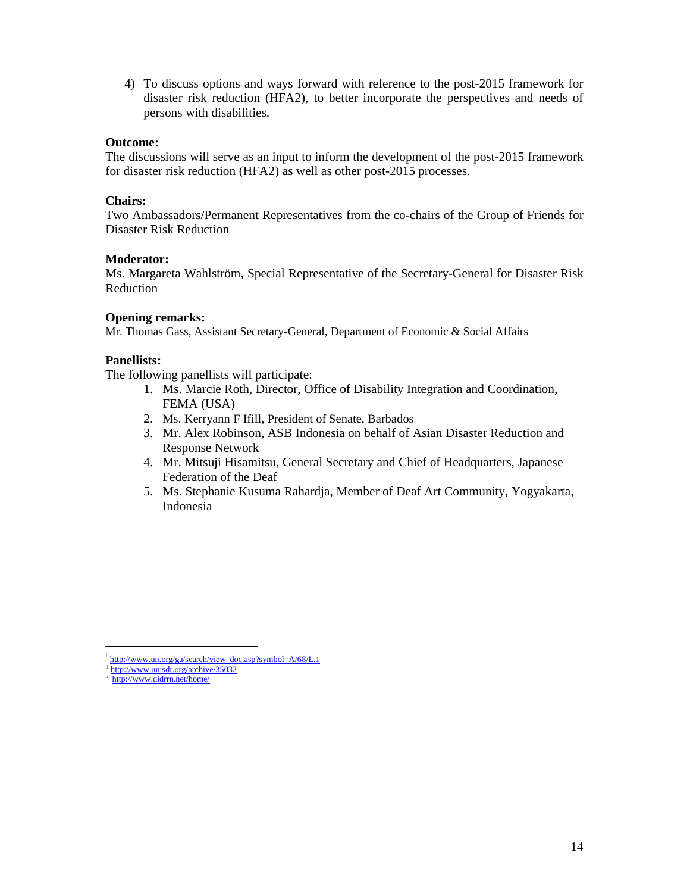4) To discuss options and ways forward with reference to the post-2015 framework for disaster risk reduction (HFA2), to better incorporate the perspectives and needs of persons with disabilities.

**Outcome:**
The discussions will serve as an input to inform the development of the post-2015 framework for disaster risk reduction (HFA2) as well as other post-2015 processes.

**Chairs:**
Two Ambassadors/Permanent Representatives from the co-chairs of the Group of Friends for Disaster Risk Reduction

**Moderator:**
Ms. Margareta Wahlström, Special Representative of the Secretary-General for Disaster Risk Reduction

**Opening remarks:**
Mr. Thomas Gass, Assistant Secretary-General, Department of Economic & Social Affairs

**Panellists:**
The following panellists will participate:

1. Ms. Marcie Roth, Director, Office of Disability Integration and Coordination, FEMA (USA)
2. Ms. Kerryann F Ifill, President of Senate, Barbados
3. Mr. Alex Robinson, ASB Indonesia on behalf of Asian Disaster Reduction and Response Network
4. Mr. Mitsuji Hisamitsu, General Secretary and Chief of Headquarters, Japanese Federation of the Deaf
5. Ms. Stephanie Kusuma Rahardja, Member of Deaf Art Community, Yogyakarta, Indonesia

---

[i] http://www.un.org/ga/search/view_doc.asp?symbol=A/68/L.1
[ii] http://www.unisdr.org/archive/35032
[iii] http://www.didrrn.net/home/